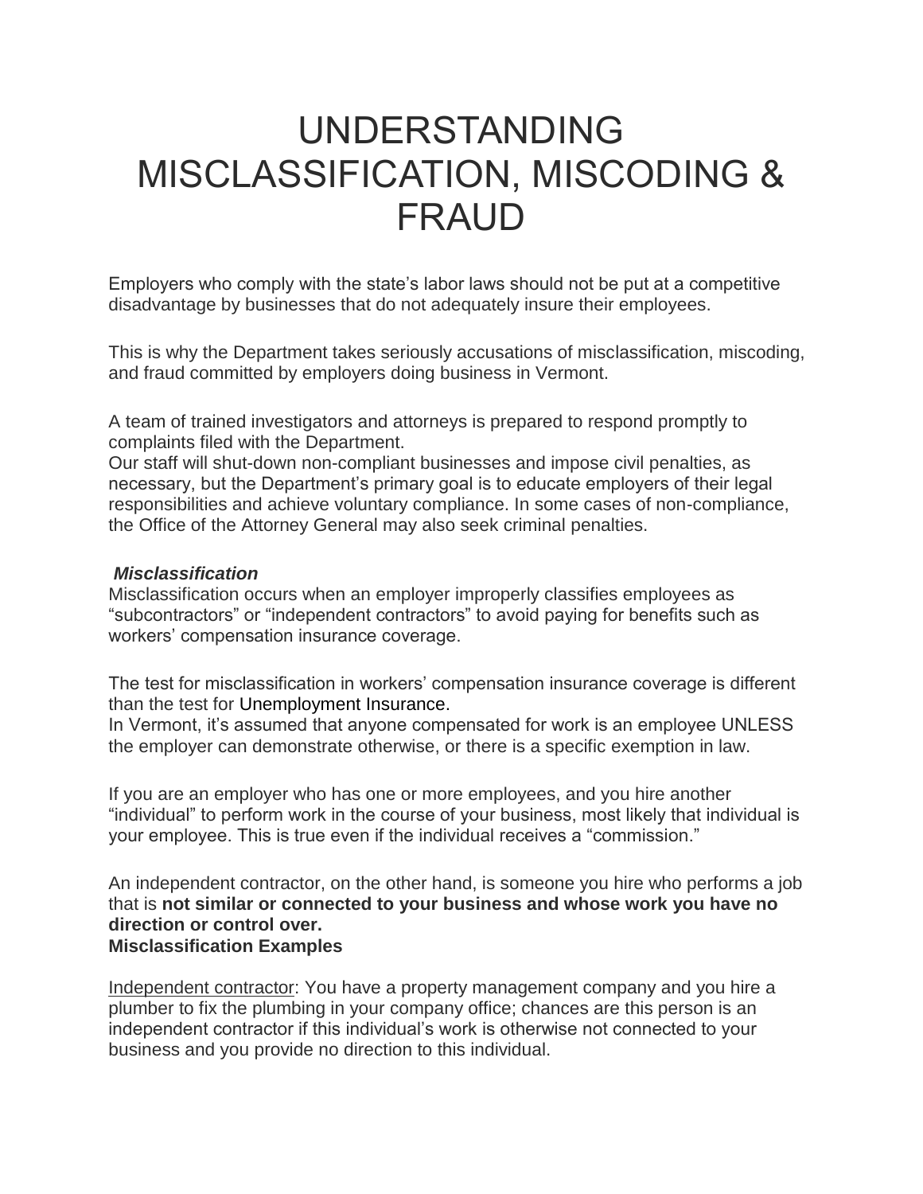# UNDERSTANDING MISCLASSIFICATION, MISCODING & FRAUD

Employers who comply with the state's labor laws should not be put at a competitive disadvantage by businesses that do not adequately insure their employees.

This is why the Department takes seriously accusations of misclassification, miscoding, and fraud committed by employers doing business in Vermont.

A team of trained investigators and attorneys is prepared to respond promptly to complaints filed with the Department.
Our staff will shut-down non-compliant businesses and impose civil penalties, as necessary, but the Department's primary goal is to educate employers of their legal responsibilities and achieve voluntary compliance. In some cases of non-compliance, the Office of the Attorney General may also seek criminal penalties.

***Misclassification***

Misclassification occurs when an employer improperly classifies employees as "subcontractors" or "independent contractors" to avoid paying for benefits such as workers' compensation insurance coverage.

The test for misclassification in workers' compensation insurance coverage is different than the test for Unemployment Insurance.
In Vermont, it's assumed that anyone compensated for work is an employee UNLESS the employer can demonstrate otherwise, or there is a specific exemption in law.

If you are an employer who has one or more employees, and you hire another "individual" to perform work in the course of your business, most likely that individual is your employee. This is true even if the individual receives a "commission."

An independent contractor, on the other hand, is someone you hire who performs a job that is **not similar or connected to your business and whose work you have no direction or control over.**

**Misclassification Examples**

<u>Independent contractor</u>: You have a property management company and you hire a plumber to fix the plumbing in your company office; chances are this person is an independent contractor if this individual's work is otherwise not connected to your business and you provide no direction to this individual.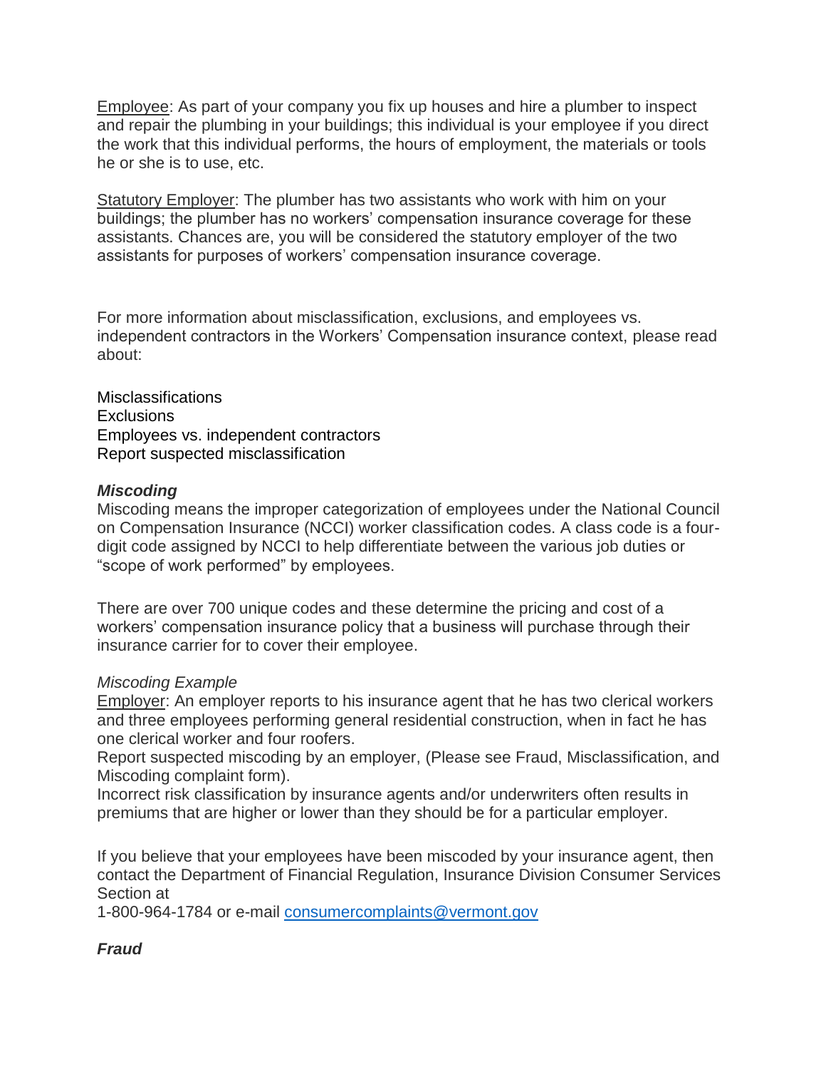Employee: As part of your company you fix up houses and hire a plumber to inspect and repair the plumbing in your buildings; this individual is your employee if you direct the work that this individual performs, the hours of employment, the materials or tools he or she is to use, etc.

Statutory Employer: The plumber has two assistants who work with him on your buildings; the plumber has no workers' compensation insurance coverage for these assistants. Chances are, you will be considered the statutory employer of the two assistants for purposes of workers' compensation insurance coverage.

For more information about misclassification, exclusions, and employees vs. independent contractors in the Workers' Compensation insurance context, please read about:

Misclassifications
Exclusions
Employees vs. independent contractors
Report suspected misclassification

***Miscoding***

Miscoding means the improper categorization of employees under the National Council on Compensation Insurance (NCCI) worker classification codes. A class code is a four-digit code assigned by NCCI to help differentiate between the various job duties or "scope of work performed" by employees.

There are over 700 unique codes and these determine the pricing and cost of a workers' compensation insurance policy that a business will purchase through their insurance carrier for to cover their employee.

*Miscoding Example*

Employer: An employer reports to his insurance agent that he has two clerical workers and three employees performing general residential construction, when in fact he has one clerical worker and four roofers.

Report suspected miscoding by an employer, (Please see Fraud, Misclassification, and Miscoding complaint form).

Incorrect risk classification by insurance agents and/or underwriters often results in premiums that are higher or lower than they should be for a particular employer.

If you believe that your employees have been miscoded by your insurance agent, then contact the Department of Financial Regulation, Insurance Division Consumer Services Section at
1-800-964-1784 or e-mail [consumercomplaints@vermont.gov](mailto:consumercomplaints@vermont.gov)

***Fraud***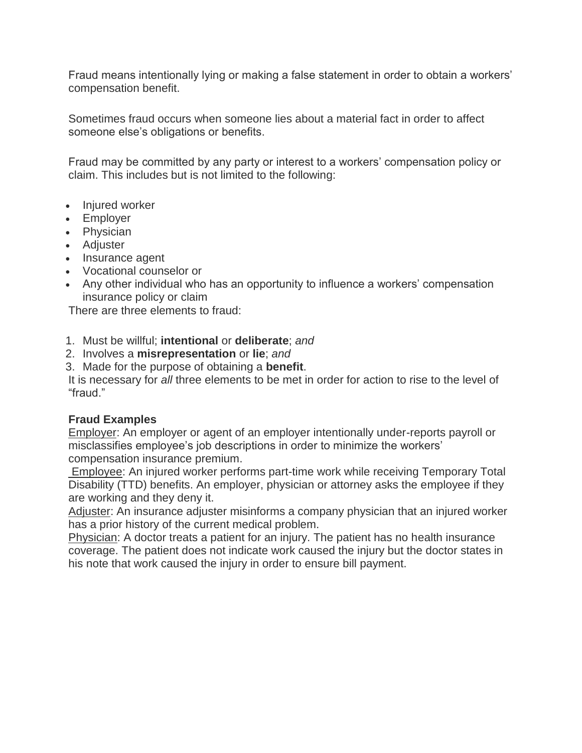Fraud means intentionally lying or making a false statement in order to obtain a workers' compensation benefit.

Sometimes fraud occurs when someone lies about a material fact in order to affect someone else's obligations or benefits.

Fraud may be committed by any party or interest to a workers' compensation policy or claim. This includes but is not limited to the following:

- Injured worker
- Employer
- Physician
- Adjuster
- Insurance agent
- Vocational counselor or
- Any other individual who has an opportunity to influence a workers' compensation insurance policy or claim

There are three elements to fraud:

1. Must be willful; **intentional** or **deliberate**; *and*
2. Involves a **misrepresentation** or **lie**; *and*
3. Made for the purpose of obtaining a **benefit**.

It is necessary for *all* three elements to be met in order for action to rise to the level of "fraud."

**Fraud Examples**

Employer: An employer or agent of an employer intentionally under-reports payroll or misclassifies employee's job descriptions in order to minimize the workers' compensation insurance premium.

Employee: An injured worker performs part-time work while receiving Temporary Total Disability (TTD) benefits. An employer, physician or attorney asks the employee if they are working and they deny it.

Adjuster: An insurance adjuster misinforms a company physician that an injured worker has a prior history of the current medical problem.

Physician: A doctor treats a patient for an injury. The patient has no health insurance coverage. The patient does not indicate work caused the injury but the doctor states in his note that work caused the injury in order to ensure bill payment.